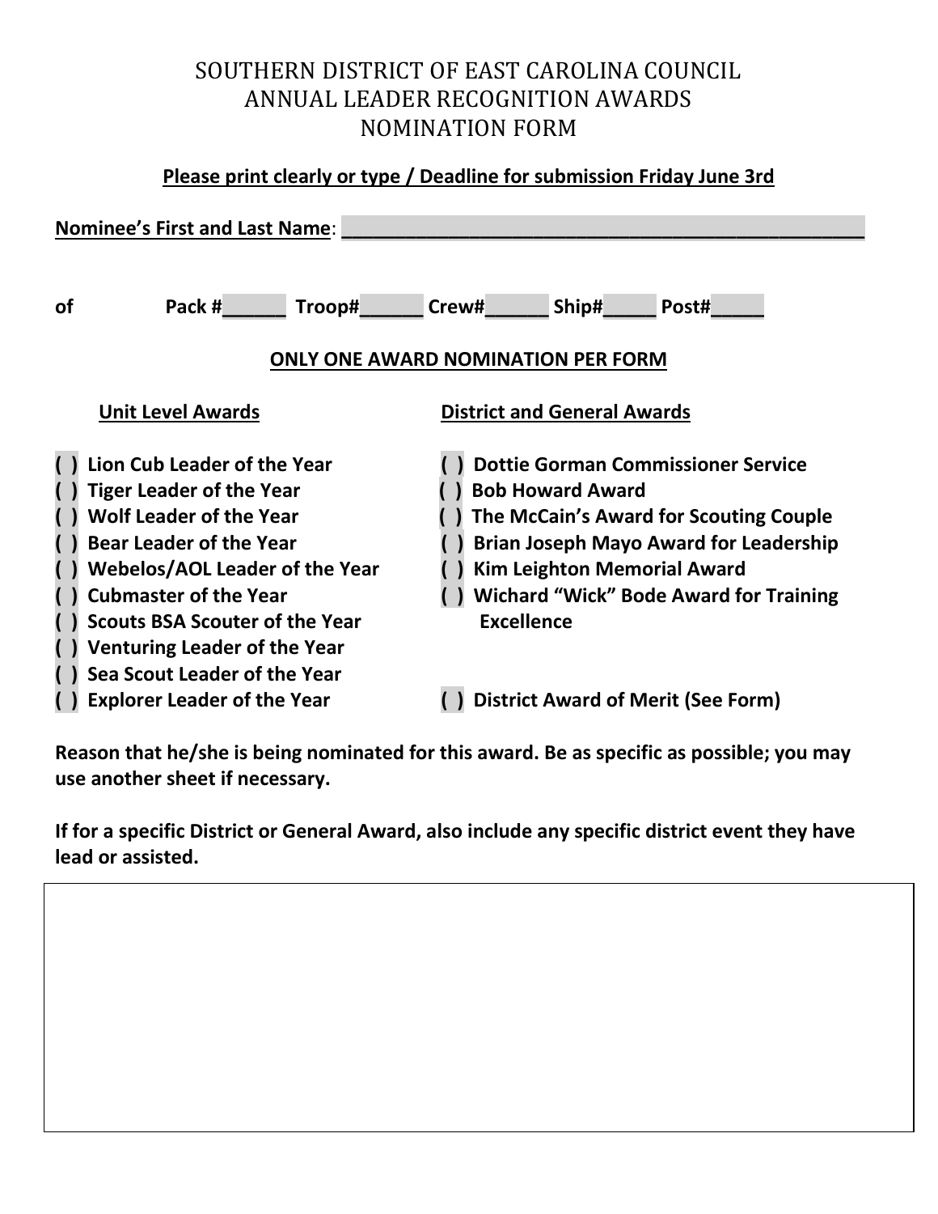# SOUTHERN DISTRICT OF EAST CAROLINA COUNCIL
# ANNUAL LEADER RECOGNITION AWARDS
# NOMINATION FORM

**Please print clearly or type / Deadline for submission Friday June 3rd**

**Nominee's First and Last Name**: ______________________________________________

**of** **Pack #______ Troop#______ Crew#______ Ship#_____ Post#_____**

**ONLY ONE AWARD NOMINATION PER FORM**

**Unit Level Awards**

- **( ) Lion Cub Leader of the Year**
- **( ) Tiger Leader of the Year**
- **( ) Wolf Leader of the Year**
- **( ) Bear Leader of the Year**
- **( ) Webelos/AOL Leader of the Year**
- **( ) Cubmaster of the Year**
- **( ) Scouts BSA Scouter of the Year**
- **( ) Venturing Leader of the Year**
- **( ) Sea Scout Leader of the Year**
- **( ) Explorer Leader of the Year**

**District and General Awards**

- **( ) Dottie Gorman Commissioner Service**
- **( ) Bob Howard Award**
- **( ) The McCain's Award for Scouting Couple**
- **( ) Brian Joseph Mayo Award for Leadership**
- **( ) Kim Leighton Memorial Award**
- **( ) Wichard "Wick" Bode Award for Training Excellence**
- **( ) District Award of Merit (See Form)**

**Reason that he/she is being nominated for this award. Be as specific as possible; you may use another sheet if necessary.**

**If for a specific District or General Award, also include any specific district event they have lead or assisted.**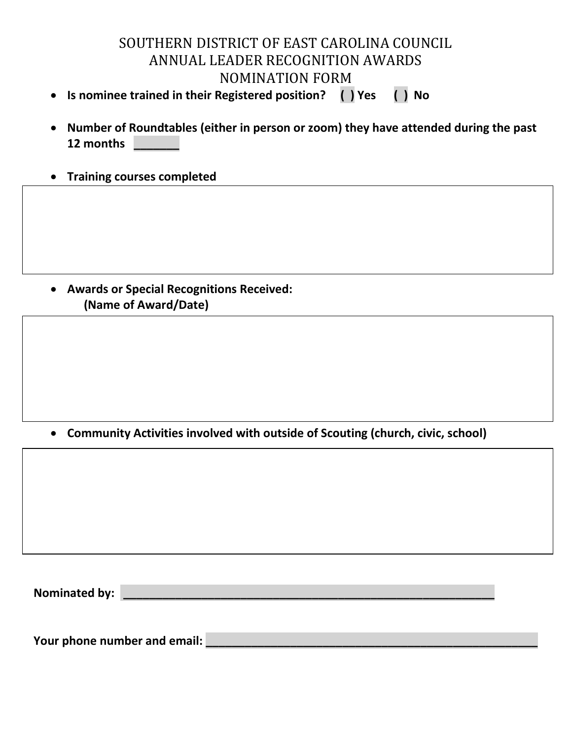# SOUTHERN DISTRICT OF EAST CAROLINA COUNCIL
## ANNUAL LEADER RECOGNITION AWARDS
## NOMINATION FORM

- **Is nominee trained in their Registered position? ( ) Yes ( ) No**

- **Number of Roundtables (either in person or zoom) they have attended during the past 12 months _______**

- **Training courses completed**

- **Awards or Special Recognitions Received:**
  **(Name of Award/Date)**

- **Community Activities involved with outside of Scouting (church, civic, school)**

**Nominated by:** ____________________________________________________________

**Your phone number and email:** ______________________________________________________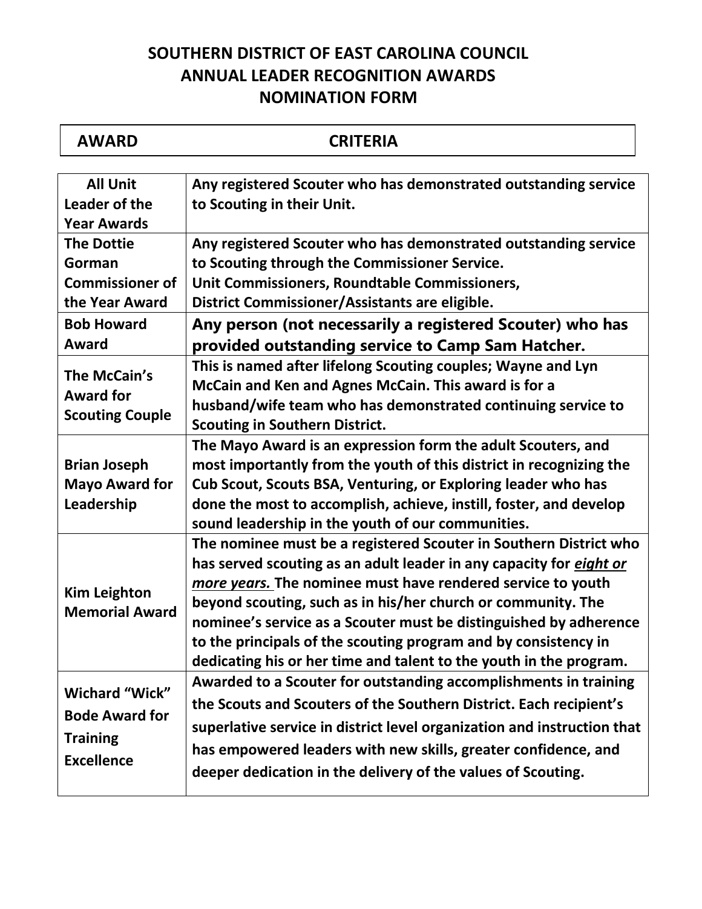# SOUTHERN DISTRICT OF EAST CAROLINA COUNCIL
# ANNUAL LEADER RECOGNITION AWARDS
# NOMINATION FORM

| AWARD | CRITERIA |
| --- | --- |
| **All Unit Leader of the Year Awards** | **Any registered Scouter who has demonstrated outstanding service to Scouting in their Unit.** |
| **The Dottie Gorman Commissioner of the Year Award** | **Any registered Scouter who has demonstrated outstanding service to Scouting through the Commissioner Service. Unit Commissioners, Roundtable Commissioners, District Commissioner/Assistants are eligible.** |
| **Bob Howard Award** | **Any person (not necessarily a registered Scouter) who has provided outstanding service to Camp Sam Hatcher.** |
| **The McCain's Award for Scouting Couple** | **This is named after lifelong Scouting couples; Wayne and Lyn McCain and Ken and Agnes McCain. This award is for a husband/wife team who has demonstrated continuing service to Scouting in Southern District.** |
| **Brian Joseph Mayo Award for Leadership** | **The Mayo Award is an expression form the adult Scouters, and most importantly from the youth of this district in recognizing the Cub Scout, Scouts BSA, Venturing, or Exploring leader who has done the most to accomplish, achieve, instill, foster, and develop sound leadership in the youth of our communities.** |
| **Kim Leighton Memorial Award** | **The nominee must be a registered Scouter in Southern District who has served scouting as an adult leader in any capacity for *eight or more years.* The nominee must have rendered service to youth beyond scouting, such as in his/her church or community. The nominee's service as a Scouter must be distinguished by adherence to the principals of the scouting program and by consistency in dedicating his or her time and talent to the youth in the program.** |
| **Wichard "Wick" Bode Award for Training Excellence** | **Awarded to a Scouter for outstanding accomplishments in training the Scouts and Scouters of the Southern District. Each recipient's superlative service in district level organization and instruction that has empowered leaders with new skills, greater confidence, and deeper dedication in the delivery of the values of Scouting.** |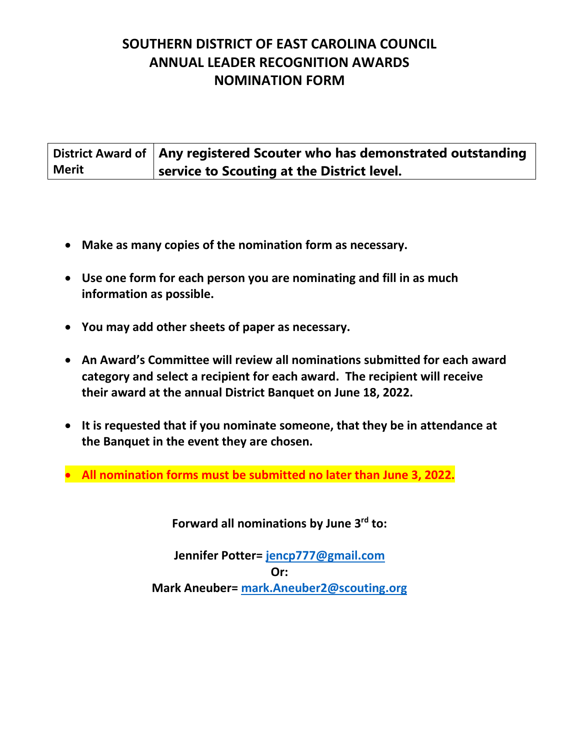# SOUTHERN DISTRICT OF EAST CAROLINA COUNCIL
# ANNUAL LEADER RECOGNITION AWARDS
# NOMINATION FORM

| | |
|---|---|
| **District Award of Merit** | **Any registered Scouter who has demonstrated outstanding service to Scouting at the District level.** |

- **Make as many copies of the nomination form as necessary.**
- **Use one form for each person you are nominating and fill in as much information as possible.**
- **You may add other sheets of paper as necessary.**
- **An Award's Committee will review all nominations submitted for each award category and select a recipient for each award. The recipient will receive their award at the annual District Banquet on June 18, 2022.**
- **It is requested that if you nominate someone, that they be in attendance at the Banquet in the event they are chosen.**
- **All nomination forms must be submitted no later than June 3, 2022.**

**Forward all nominations by June 3rd to:**

**Jennifer Potter= jencp777@gmail.com**

**Or:**

**Mark Aneuber= mark.Aneuber2@scouting.org**